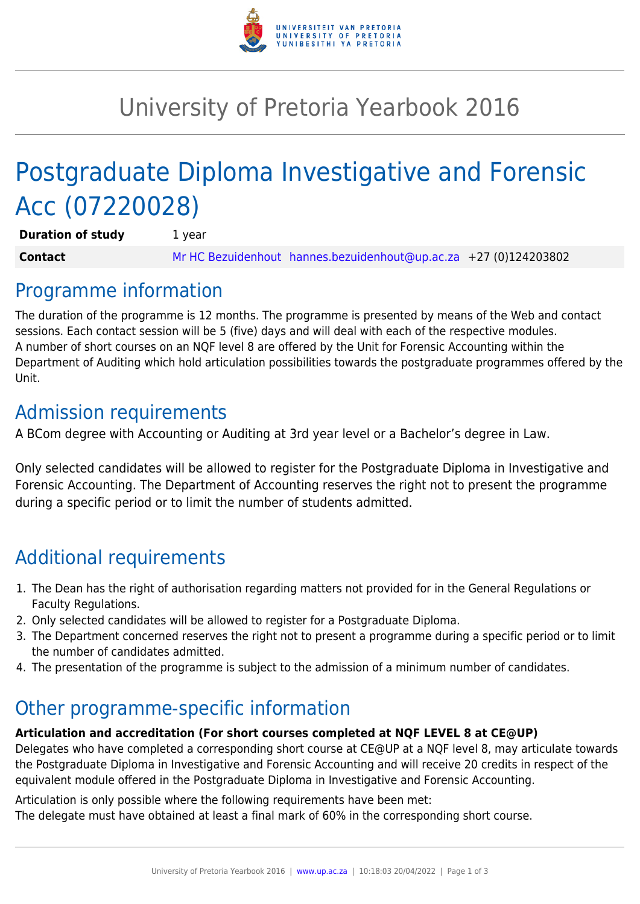# University of Pretoria Yearbook 2016

# Postgraduate Diploma Investigative and Forensic Acc (07220028)

| | |
|---|---|
| **Duration of study** | 1 year |
| **Contact** | Mr HC Bezuidenhout hannes.bezuidenhout@up.ac.za +27 (0)124203802 |

## Programme information

The duration of the programme is 12 months. The programme is presented by means of the Web and contact sessions. Each contact session will be 5 (five) days and will deal with each of the respective modules.
A number of short courses on an NQF level 8 are offered by the Unit for Forensic Accounting within the Department of Auditing which hold articulation possibilities towards the postgraduate programmes offered by the Unit.

## Admission requirements

A BCom degree with Accounting or Auditing at 3rd year level or a Bachelor's degree in Law.

Only selected candidates will be allowed to register for the Postgraduate Diploma in Investigative and Forensic Accounting. The Department of Accounting reserves the right not to present the programme during a specific period or to limit the number of students admitted.

## Additional requirements

1. The Dean has the right of authorisation regarding matters not provided for in the General Regulations or Faculty Regulations.
2. Only selected candidates will be allowed to register for a Postgraduate Diploma.
3. The Department concerned reserves the right not to present a programme during a specific period or to limit the number of candidates admitted.
4. The presentation of the programme is subject to the admission of a minimum number of candidates.

## Other programme-specific information

**Articulation and accreditation (For short courses completed at NQF LEVEL 8 at CE@UP)**
Delegates who have completed a corresponding short course at CE@UP at a NQF level 8, may articulate towards the Postgraduate Diploma in Investigative and Forensic Accounting and will receive 20 credits in respect of the equivalent module offered in the Postgraduate Diploma in Investigative and Forensic Accounting.

Articulation is only possible where the following requirements have been met:
The delegate must have obtained at least a final mark of 60% in the corresponding short course.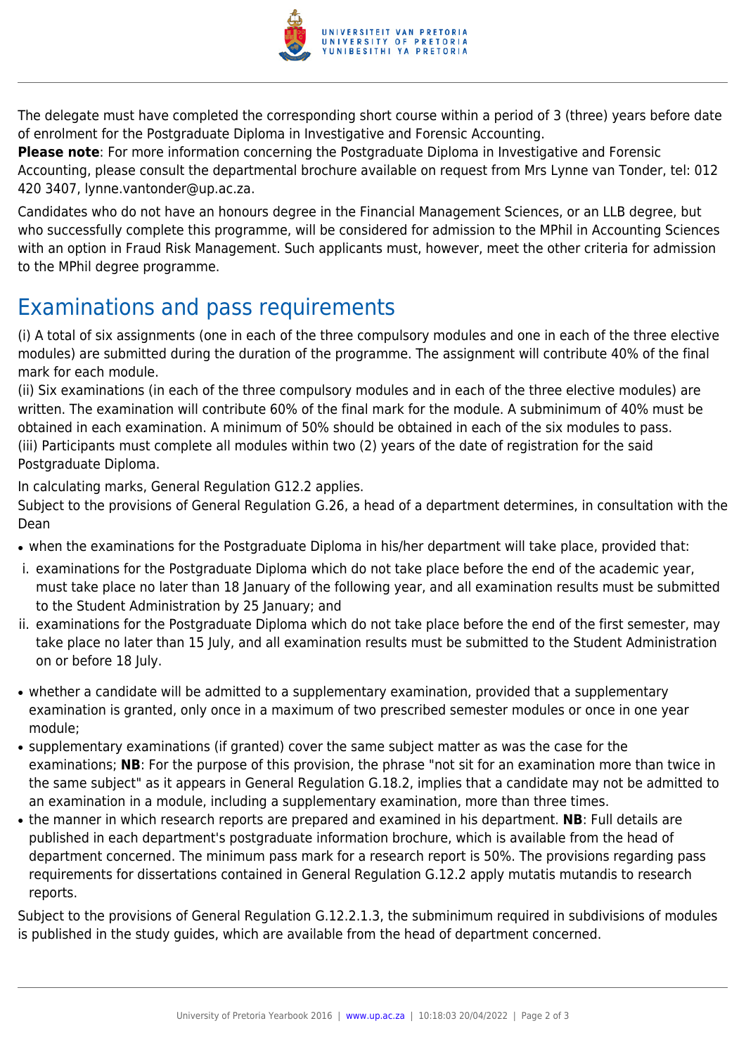The delegate must have completed the corresponding short course within a period of 3 (three) years before date of enrolment for the Postgraduate Diploma in Investigative and Forensic Accounting.
**Please note**: For more information concerning the Postgraduate Diploma in Investigative and Forensic Accounting, please consult the departmental brochure available on request from Mrs Lynne van Tonder, tel: 012 420 3407, lynne.vantonder@up.ac.za.

Candidates who do not have an honours degree in the Financial Management Sciences, or an LLB degree, but who successfully complete this programme, will be considered for admission to the MPhil in Accounting Sciences with an option in Fraud Risk Management. Such applicants must, however, meet the other criteria for admission to the MPhil degree programme.

## Examinations and pass requirements

(i) A total of six assignments (one in each of the three compulsory modules and one in each of the three elective modules) are submitted during the duration of the programme. The assignment will contribute 40% of the final mark for each module.
(ii) Six examinations (in each of the three compulsory modules and in each of the three elective modules) are written. The examination will contribute 60% of the final mark for the module. A subminimum of 40% must be obtained in each examination. A minimum of 50% should be obtained in each of the six modules to pass.
(iii) Participants must complete all modules within two (2) years of the date of registration for the said Postgraduate Diploma.

In calculating marks, General Regulation G12.2 applies.
Subject to the provisions of General Regulation G.26, a head of a department determines, in consultation with the Dean

- when the examinations for the Postgraduate Diploma in his/her department will take place, provided that:
  i. examinations for the Postgraduate Diploma which do not take place before the end of the academic year, must take place no later than 18 January of the following year, and all examination results must be submitted to the Student Administration by 25 January; and
  ii. examinations for the Postgraduate Diploma which do not take place before the end of the first semester, may take place no later than 15 July, and all examination results must be submitted to the Student Administration on or before 18 July.
- whether a candidate will be admitted to a supplementary examination, provided that a supplementary examination is granted, only once in a maximum of two prescribed semester modules or once in one year module;
- supplementary examinations (if granted) cover the same subject matter as was the case for the examinations; **NB**: For the purpose of this provision, the phrase "not sit for an examination more than twice in the same subject" as it appears in General Regulation G.18.2, implies that a candidate may not be admitted to an examination in a module, including a supplementary examination, more than three times.
- the manner in which research reports are prepared and examined in his department. **NB**: Full details are published in each department's postgraduate information brochure, which is available from the head of department concerned. The minimum pass mark for a research report is 50%. The provisions regarding pass requirements for dissertations contained in General Regulation G.12.2 apply mutatis mutandis to research reports.

Subject to the provisions of General Regulation G.12.2.1.3, the subminimum required in subdivisions of modules is published in the study guides, which are available from the head of department concerned.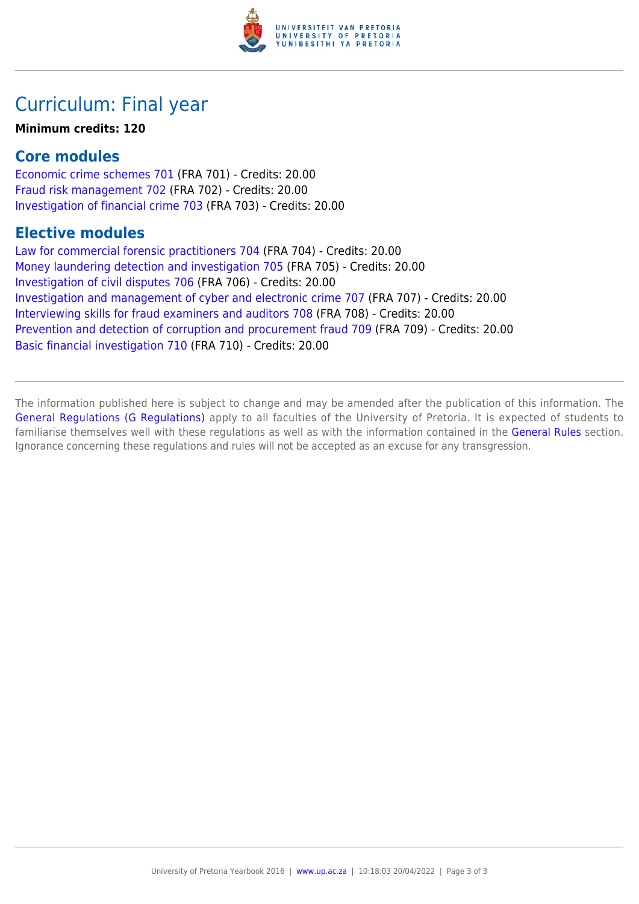# Curriculum: Final year

**Minimum credits: 120**

## Core modules

Economic crime schemes 701 (FRA 701) - Credits: 20.00
Fraud risk management 702 (FRA 702) - Credits: 20.00
Investigation of financial crime 703 (FRA 703) - Credits: 20.00

## Elective modules

Law for commercial forensic practitioners 704 (FRA 704) - Credits: 20.00
Money laundering detection and investigation 705 (FRA 705) - Credits: 20.00
Investigation of civil disputes 706 (FRA 706) - Credits: 20.00
Investigation and management of cyber and electronic crime 707 (FRA 707) - Credits: 20.00
Interviewing skills for fraud examiners and auditors 708 (FRA 708) - Credits: 20.00
Prevention and detection of corruption and procurement fraud 709 (FRA 709) - Credits: 20.00
Basic financial investigation 710 (FRA 710) - Credits: 20.00

---

The information published here is subject to change and may be amended after the publication of this information. The General Regulations (G Regulations) apply to all faculties of the University of Pretoria. It is expected of students to familiarise themselves well with these regulations as well as with the information contained in the General Rules section. Ignorance concerning these regulations and rules will not be accepted as an excuse for any transgression.